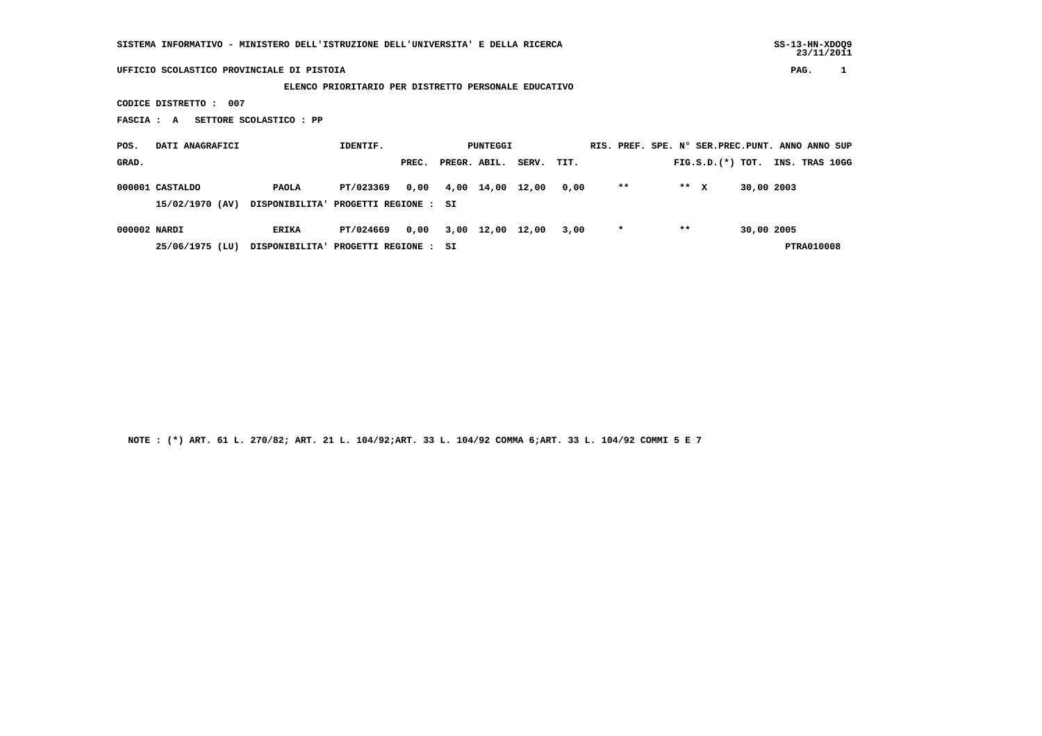SISTEMA INFORMATIVO - MINISTERO DELL'ISTRUZIONE DELL'UNIVERSITA' E DELLA RICERCA

SS-13-HN-XDOQ9
23/11/2011

UFFICIO SCOLASTICO PROVINCIALE DI PISTOIA

PAG. 1

**ELENCO PRIORITARIO PER DISTRETTO PERSONALE EDUCATIVO**

CODICE DISTRETTO : 007

FASCIA : A SETTORE SCOLASTICO : PP

| POS. GRAD. | DATI ANAGRAFICI | | IDENTIF. | PREC. | PREGR. | ABIL. | SERV. | TIT. | RIS. | PREF. | SPE. | N° FIG.S.D.(*) | SER.PREC. | PUNT. TOT. | ANNO INS. | ANNO TRAS | SUP 10GG |
|---|---|---|---|---|---|---|---|---|---|---|---|---|---|---|---|---|---|
| 000001 | CASTALDO | PAOLA | PT/023369 | 0,00 | 4,00 | 14,00 | 12,00 | 0,00 | | ** | | ** | X | 30,00 | 2003 | | |
| | 15/02/1970 (AV) | DISPONIBILITA' PROGETTI REGIONE : SI | | | | | | | | | | | | | | | |
| 000002 | NARDI | ERIKA | PT/024669 | 0,00 | 3,00 | 12,00 | 12,00 | 3,00 | | * | | ** | | 30,00 | 2005 | | |
| | 25/06/1975 (LU) | DISPONIBILITA' PROGETTI REGIONE : SI | | | | | | | | | | | | | PTRA010008 | | |

NOTE : (*) ART. 61 L. 270/82; ART. 21 L. 104/92;ART. 33 L. 104/92 COMMA 6;ART. 33 L. 104/92 COMMI 5 E 7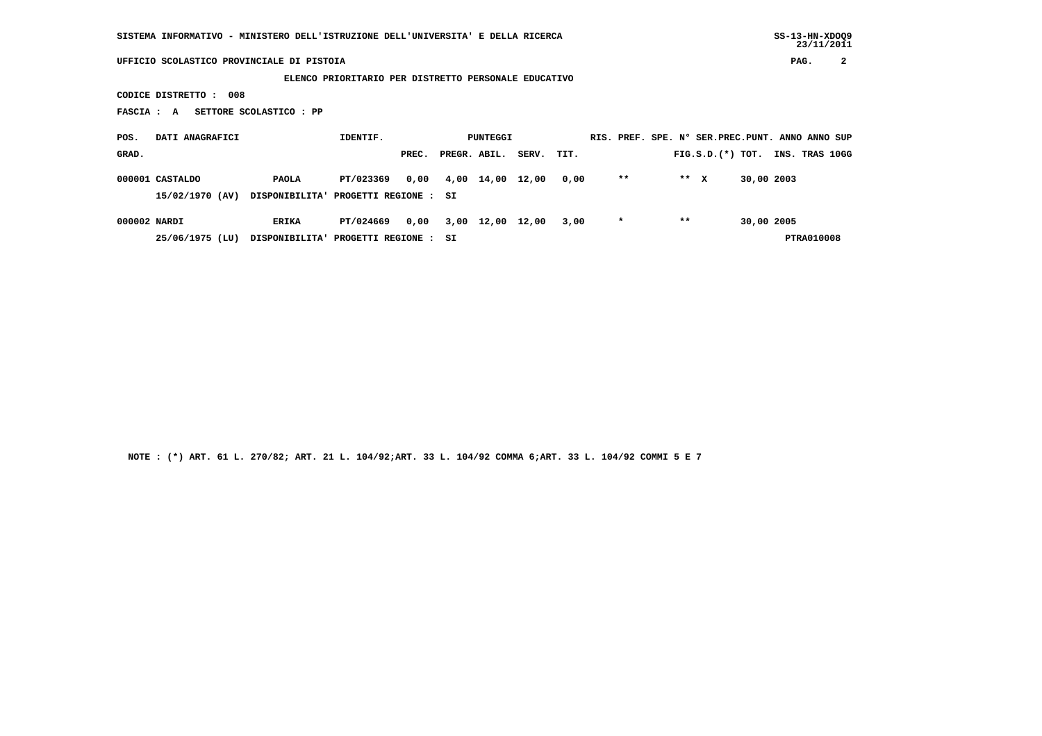SISTEMA INFORMATIVO - MINISTERO DELL'ISTRUZIONE DELL'UNIVERSITA' E DELLA RICERCA

SS-13-HN-XDOQ9 23/11/2011

UFFICIO SCOLASTICO PROVINCIALE DI PISTOIA

**ELENCO PRIORITARIO PER DISTRETTO PERSONALE EDUCATIVO**

**CODICE DISTRETTO : 008**

**FASCIA : A SETTORE SCOLASTICO : PP**

| POS. GRAD. | DATI ANAGRAFICI | | IDENTIF. | PUNTEGGI PREC. | PREGR. | ABIL. | SERV. | TIT. | RIS. | PREF. | SPE. | N° FIG. | SER.PREC. S.D.(*) | PUNT. TOT. | ANNO INS. | ANNO TRAS | SUP 10GG |
|---|---|---|---|---|---|---|---|---|---|---|---|---|---|---|---|---|---|
| 000001 | CASTALDO | PAOLA | PT/023369 | 0,00 | 4,00 | 14,00 | 12,00 | 0,00 | | ** | | ** | X | 30,00 | 2003 | | |
| | 15/02/1970 (AV) | DISPONIBILITA' PROGETTI REGIONE : SI | | | | | | | | | | | | | | | |
| 000002 | NARDI | ERIKA | PT/024669 | 0,00 | 3,00 | 12,00 | 12,00 | 3,00 | | * | | ** | | 30,00 | 2005 | | |
| | 25/06/1975 (LU) | DISPONIBILITA' PROGETTI REGIONE : SI | | | | | | | | | | | | | PTRA010008 | | |

NOTE : (*) ART. 61 L. 270/82; ART. 21 L. 104/92;ART. 33 L. 104/92 COMMA 6;ART. 33 L. 104/92 COMMI 5 E 7